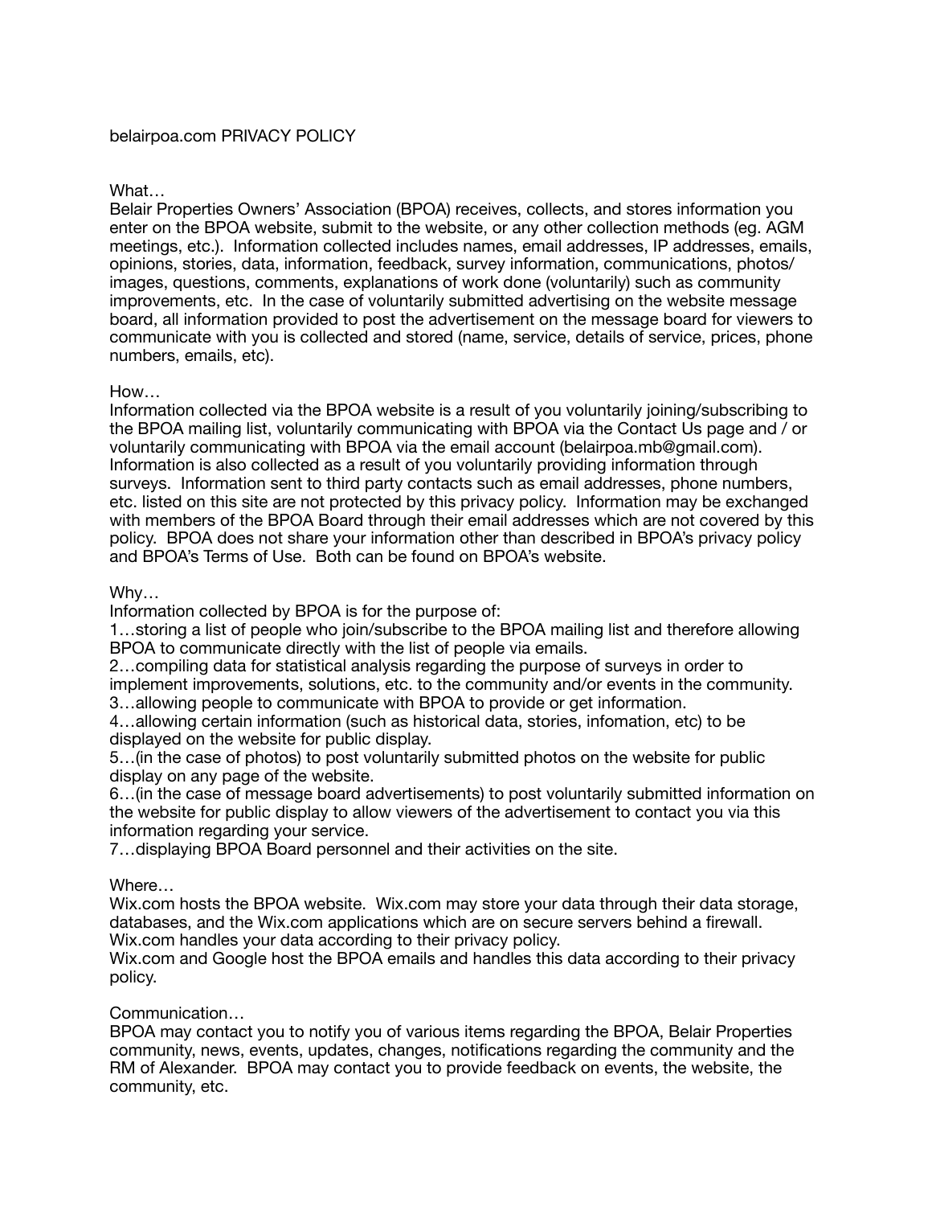# belairpoa.com PRIVACY POLICY

What…

Belair Properties Owners' Association (BPOA) receives, collects, and stores information you enter on the BPOA website, submit to the website, or any other collection methods (eg. AGM meetings, etc.). Information collected includes names, email addresses, IP addresses, emails, opinions, stories, data, information, feedback, survey information, communications, photos/ images, questions, comments, explanations of work done (voluntarily) such as community improvements, etc. In the case of voluntarily submitted advertising on the website message board, all information provided to post the advertisement on the message board for viewers to communicate with you is collected and stored (name, service, details of service, prices, phone numbers, emails, etc).

How…

Information collected via the BPOA website is a result of you voluntarily joining/subscribing to the BPOA mailing list, voluntarily communicating with BPOA via the Contact Us page and / or voluntarily communicating with BPOA via the email account (belairpoa.mb@gmail.com). Information is also collected as a result of you voluntarily providing information through surveys. Information sent to third party contacts such as email addresses, phone numbers, etc. listed on this site are not protected by this privacy policy. Information may be exchanged with members of the BPOA Board through their email addresses which are not covered by this policy. BPOA does not share your information other than described in BPOA's privacy policy and BPOA's Terms of Use. Both can be found on BPOA's website.

Why…

Information collected by BPOA is for the purpose of:

1…storing a list of people who join/subscribe to the BPOA mailing list and therefore allowing BPOA to communicate directly with the list of people via emails.

2…compiling data for statistical analysis regarding the purpose of surveys in order to implement improvements, solutions, etc. to the community and/or events in the community.

3…allowing people to communicate with BPOA to provide or get information.

4…allowing certain information (such as historical data, stories, infomation, etc) to be displayed on the website for public display.

5…(in the case of photos) to post voluntarily submitted photos on the website for public display on any page of the website.

6…(in the case of message board advertisements) to post voluntarily submitted information on the website for public display to allow viewers of the advertisement to contact you via this information regarding your service.

7…displaying BPOA Board personnel and their activities on the site.

Where…

Wix.com hosts the BPOA website. Wix.com may store your data through their data storage, databases, and the Wix.com applications which are on secure servers behind a firewall. Wix.com handles your data according to their privacy policy.

Wix.com and Google host the BPOA emails and handles this data according to their privacy policy.

Communication…

BPOA may contact you to notify you of various items regarding the BPOA, Belair Properties community, news, events, updates, changes, notifications regarding the community and the RM of Alexander. BPOA may contact you to provide feedback on events, the website, the community, etc.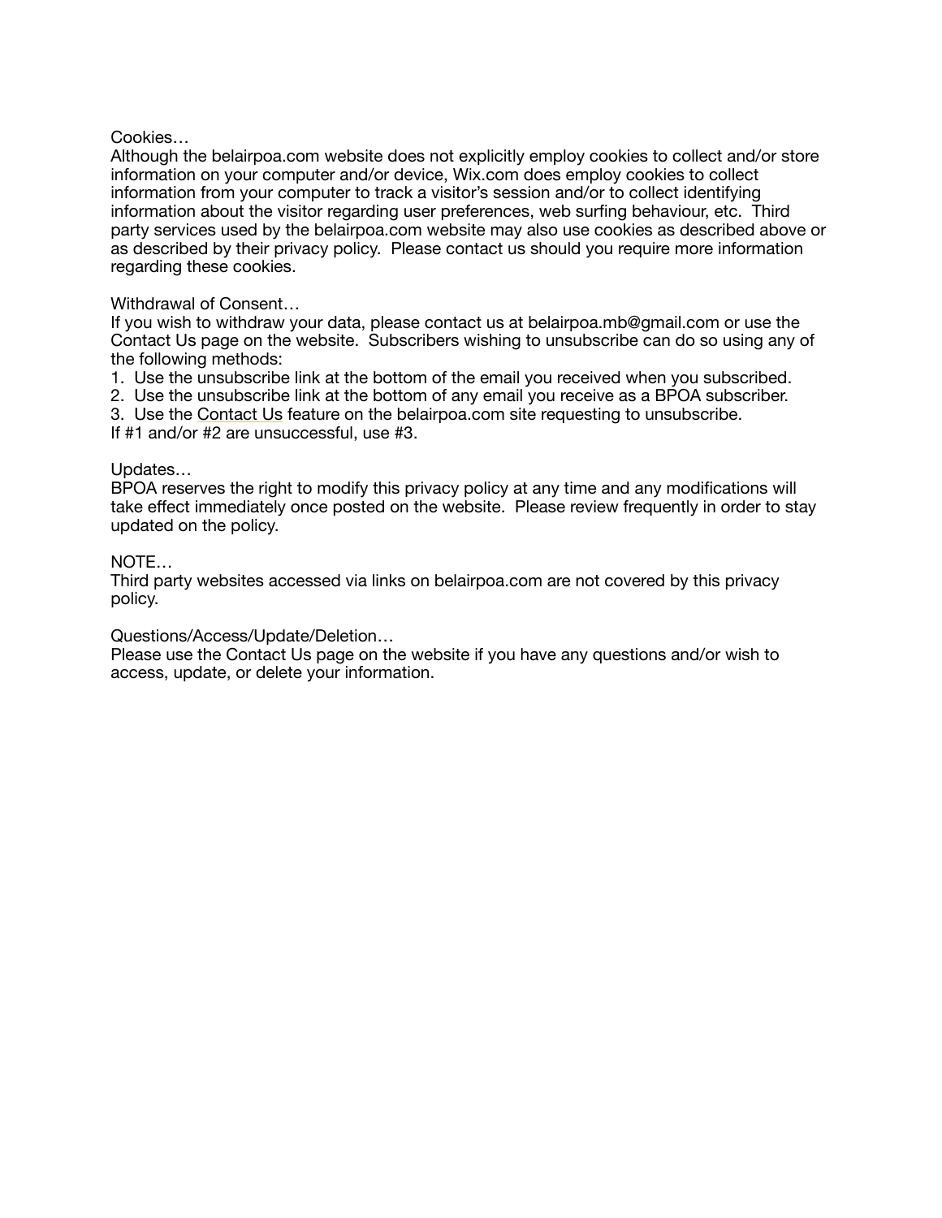Cookies…

Although the belairpoa.com website does not explicitly employ cookies to collect and/or store information on your computer and/or device, Wix.com does employ cookies to collect information from your computer to track a visitor's session and/or to collect identifying information about the visitor regarding user preferences, web surfing behaviour, etc. Third party services used by the belairpoa.com website may also use cookies as described above or as described by their privacy policy. Please contact us should you require more information regarding these cookies.

Withdrawal of Consent…

If you wish to withdraw your data, please contact us at belairpoa.mb@gmail.com or use the Contact Us page on the website. Subscribers wishing to unsubscribe can do so using any of the following methods:

1. Use the unsubscribe link at the bottom of the email you received when you subscribed.
2. Use the unsubscribe link at the bottom of any email you receive as a BPOA subscriber.
3. Use the Contact Us feature on the belairpoa.com site requesting to unsubscribe.

If #1 and/or #2 are unsuccessful, use #3.

Updates…

BPOA reserves the right to modify this privacy policy at any time and any modifications will take effect immediately once posted on the website. Please review frequently in order to stay updated on the policy.

NOTE…

Third party websites accessed via links on belairpoa.com are not covered by this privacy policy.

Questions/Access/Update/Deletion…

Please use the Contact Us page on the website if you have any questions and/or wish to access, update, or delete your information.